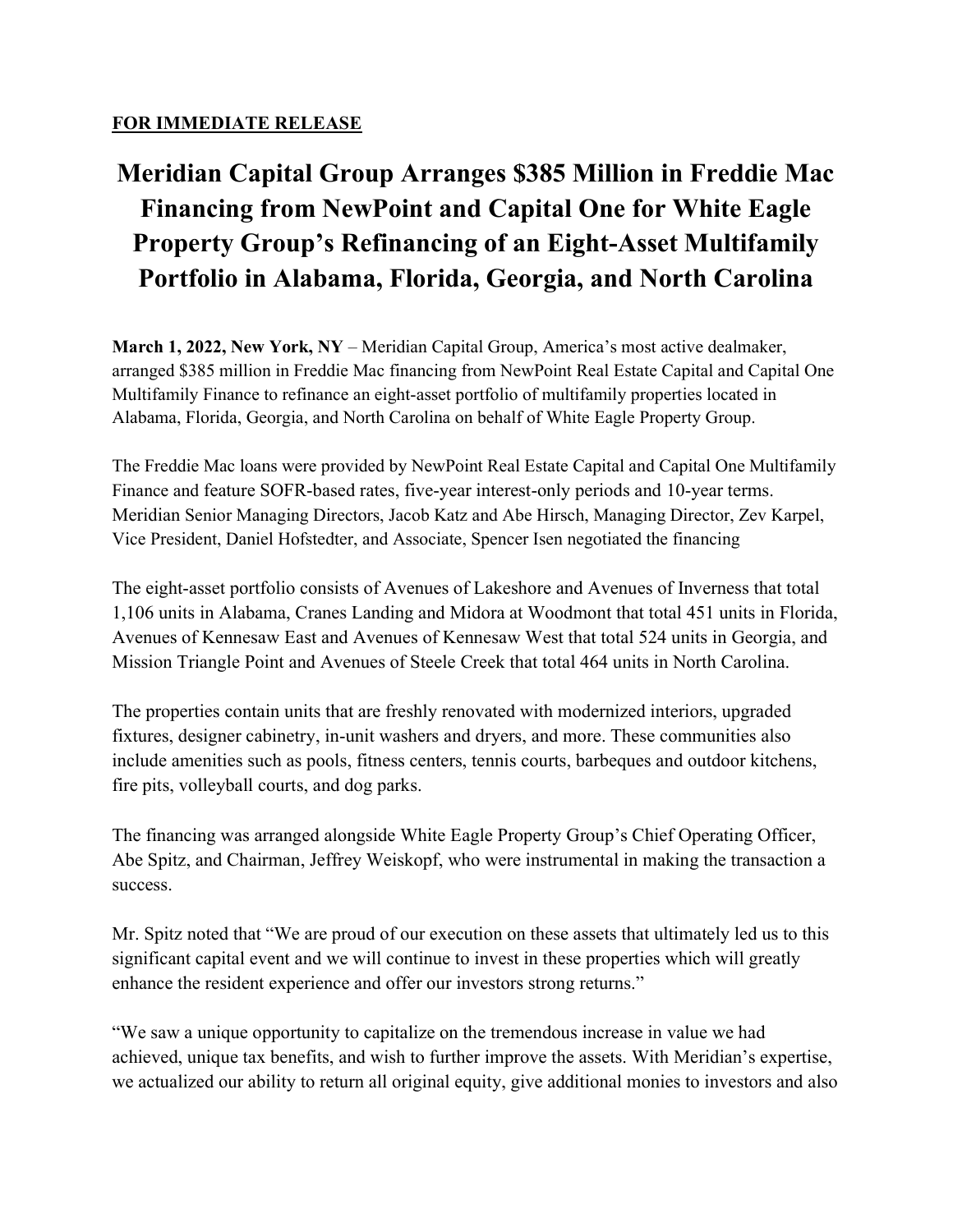**FOR IMMEDIATE RELEASE**

# Meridian Capital Group Arranges $385 Million in Freddie Mac Financing from NewPoint and Capital One for White Eagle Property Group's Refinancing of an Eight-Asset Multifamily Portfolio in Alabama, Florida, Georgia, and North Carolina

**March 1, 2022, New York, NY** – Meridian Capital Group, America's most active dealmaker, arranged $385 million in Freddie Mac financing from NewPoint Real Estate Capital and Capital One Multifamily Finance to refinance an eight-asset portfolio of multifamily properties located in Alabama, Florida, Georgia, and North Carolina on behalf of White Eagle Property Group.

The Freddie Mac loans were provided by NewPoint Real Estate Capital and Capital One Multifamily Finance and feature SOFR-based rates, five-year interest-only periods and 10-year terms. Meridian Senior Managing Directors, Jacob Katz and Abe Hirsch, Managing Director, Zev Karpel, Vice President, Daniel Hofstedter, and Associate, Spencer Isen negotiated the financing

The eight-asset portfolio consists of Avenues of Lakeshore and Avenues of Inverness that total 1,106 units in Alabama, Cranes Landing and Midora at Woodmont that total 451 units in Florida, Avenues of Kennesaw East and Avenues of Kennesaw West that total 524 units in Georgia, and Mission Triangle Point and Avenues of Steele Creek that total 464 units in North Carolina.

The properties contain units that are freshly renovated with modernized interiors, upgraded fixtures, designer cabinetry, in-unit washers and dryers, and more. These communities also include amenities such as pools, fitness centers, tennis courts, barbeques and outdoor kitchens, fire pits, volleyball courts, and dog parks.

The financing was arranged alongside White Eagle Property Group's Chief Operating Officer, Abe Spitz, and Chairman, Jeffrey Weiskopf, who were instrumental in making the transaction a success.

Mr. Spitz noted that "We are proud of our execution on these assets that ultimately led us to this significant capital event and we will continue to invest in these properties which will greatly enhance the resident experience and offer our investors strong returns."

"We saw a unique opportunity to capitalize on the tremendous increase in value we had achieved, unique tax benefits, and wish to further improve the assets. With Meridian's expertise, we actualized our ability to return all original equity, give additional monies to investors and also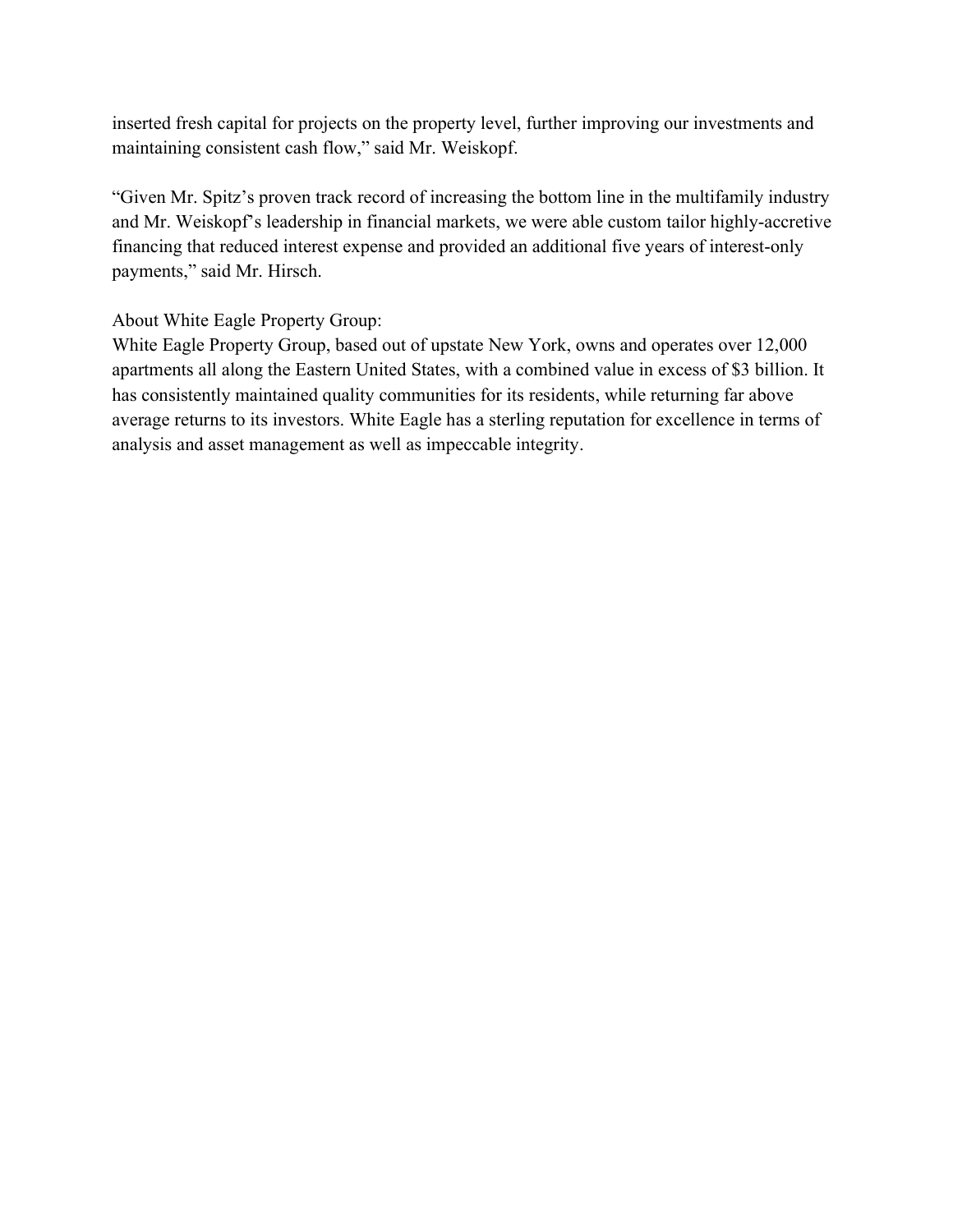inserted fresh capital for projects on the property level, further improving our investments and maintaining consistent cash flow," said Mr. Weiskopf.

"Given Mr. Spitz's proven track record of increasing the bottom line in the multifamily industry and Mr. Weiskopf's leadership in financial markets, we were able custom tailor highly-accretive financing that reduced interest expense and provided an additional five years of interest-only payments," said Mr. Hirsch.

About White Eagle Property Group:

White Eagle Property Group, based out of upstate New York, owns and operates over 12,000 apartments all along the Eastern United States, with a combined value in excess of $3 billion. It has consistently maintained quality communities for its residents, while returning far above average returns to its investors. White Eagle has a sterling reputation for excellence in terms of analysis and asset management as well as impeccable integrity.